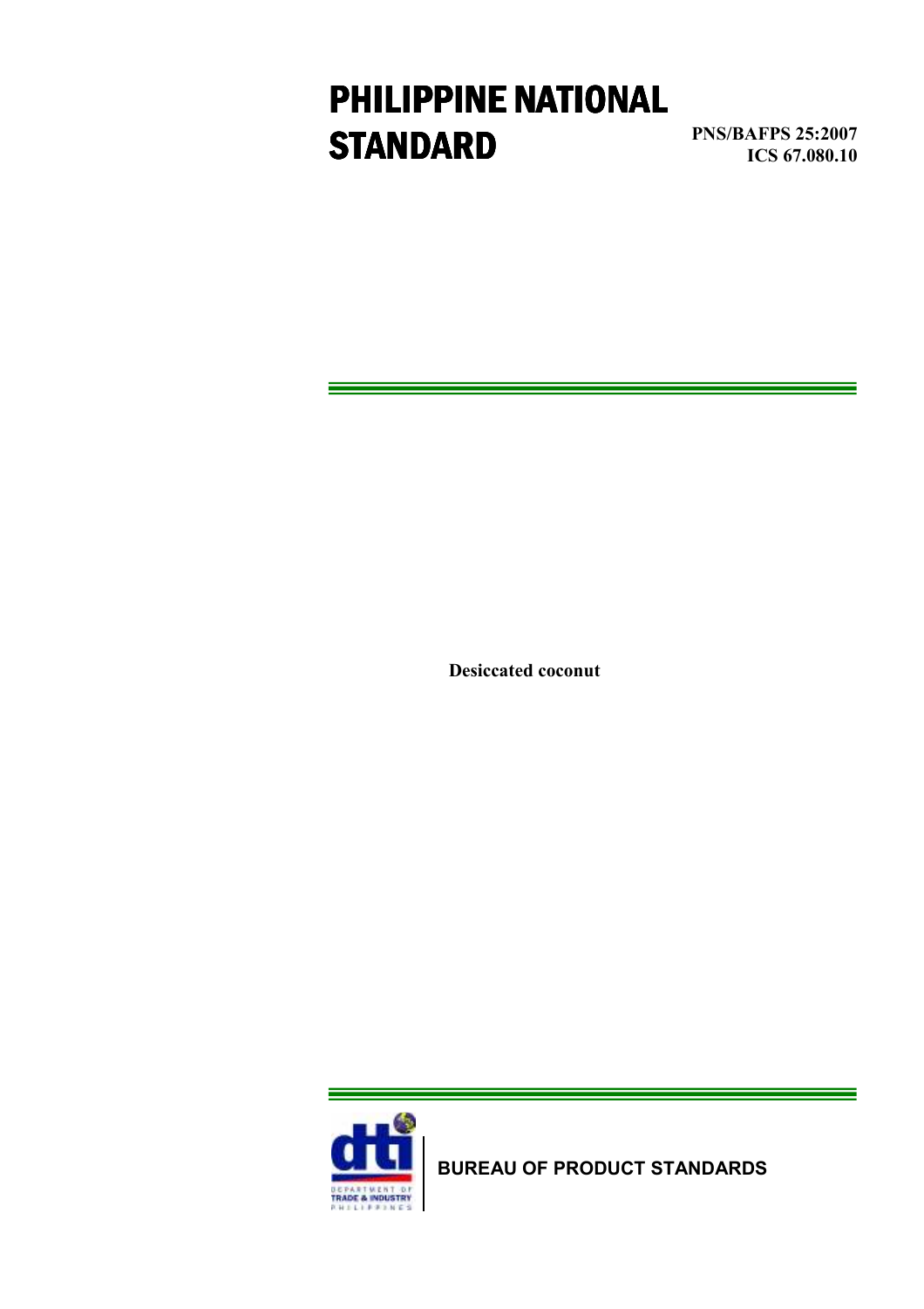# PHILIPPINE NATIONAL STANDARD

**PNS/BAFPS 25:2007**
**ICS 67.080.10**

**Desiccated coconut**

DEPARTMENT OF TRADE & INDUSTRY PHILIPPINES

**BUREAU OF PRODUCT STANDARDS**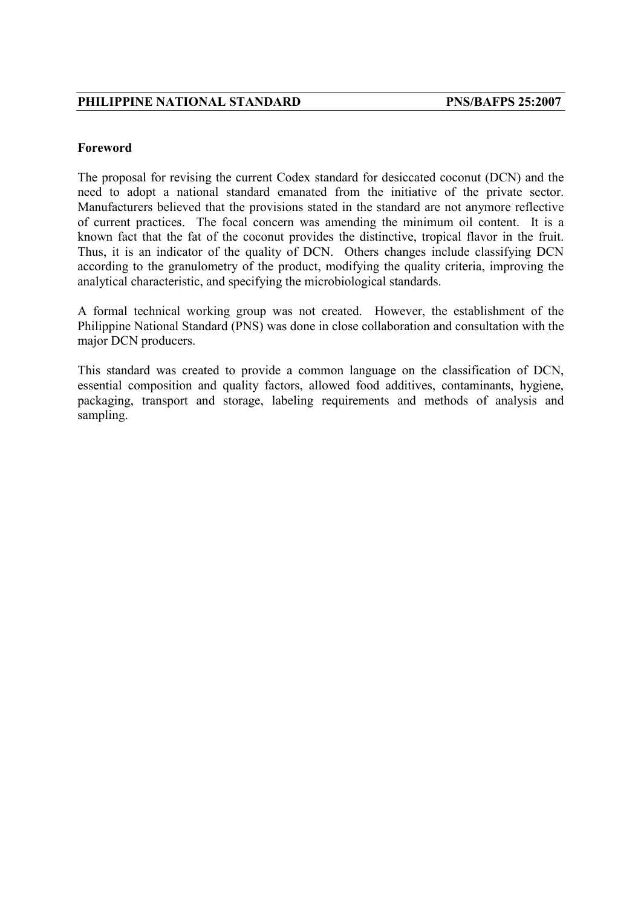## Foreword

The proposal for revising the current Codex standard for desiccated coconut (DCN) and the need to adopt a national standard emanated from the initiative of the private sector. Manufacturers believed that the provisions stated in the standard are not anymore reflective of current practices. The focal concern was amending the minimum oil content. It is a known fact that the fat of the coconut provides the distinctive, tropical flavor in the fruit. Thus, it is an indicator of the quality of DCN. Others changes include classifying DCN according to the granulometry of the product, modifying the quality criteria, improving the analytical characteristic, and specifying the microbiological standards.

A formal technical working group was not created. However, the establishment of the Philippine National Standard (PNS) was done in close collaboration and consultation with the major DCN producers.

This standard was created to provide a common language on the classification of DCN, essential composition and quality factors, allowed food additives, contaminants, hygiene, packaging, transport and storage, labeling requirements and methods of analysis and sampling.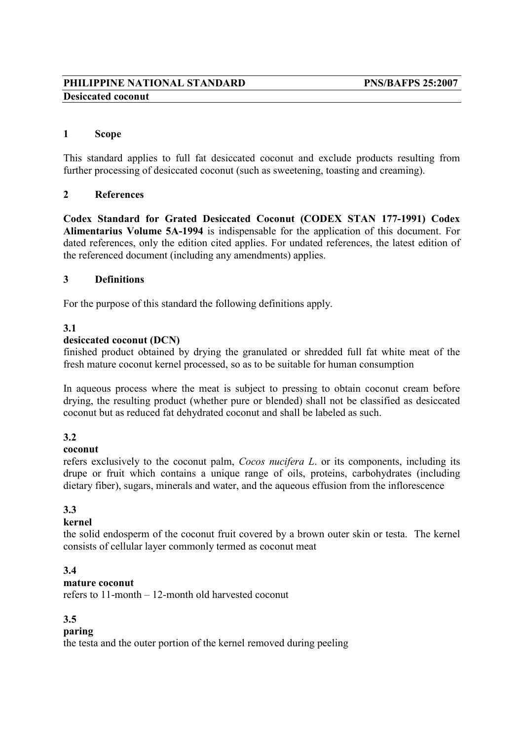**PHILIPPINE NATIONAL STANDARD** **PNS/BAFPS 25:2007**

**Desiccated coconut**

## 1 Scope

This standard applies to full fat desiccated coconut and exclude products resulting from further processing of desiccated coconut (such as sweetening, toasting and creaming).

## 2 References

**Codex Standard for Grated Desiccated Coconut (CODEX STAN 177-1991) Codex Alimentarius Volume 5A-1994** is indispensable for the application of this document. For dated references, only the edition cited applies. For undated references, the latest edition of the referenced document (including any amendments) applies.

## 3 Definitions

For the purpose of this standard the following definitions apply.

### 3.1

**desiccated coconut (DCN)**

finished product obtained by drying the granulated or shredded full fat white meat of the fresh mature coconut kernel processed, so as to be suitable for human consumption

In aqueous process where the meat is subject to pressing to obtain coconut cream before drying, the resulting product (whether pure or blended) shall not be classified as desiccated coconut but as reduced fat dehydrated coconut and shall be labeled as such.

### 3.2

**coconut**

refers exclusively to the coconut palm, *Cocos nucifera L*. or its components, including its drupe or fruit which contains a unique range of oils, proteins, carbohydrates (including dietary fiber), sugars, minerals and water, and the aqueous effusion from the inflorescence

### 3.3

**kernel**

the solid endosperm of the coconut fruit covered by a brown outer skin or testa. The kernel consists of cellular layer commonly termed as coconut meat

### 3.4

**mature coconut**

refers to 11-month – 12-month old harvested coconut

### 3.5

**paring**

the testa and the outer portion of the kernel removed during peeling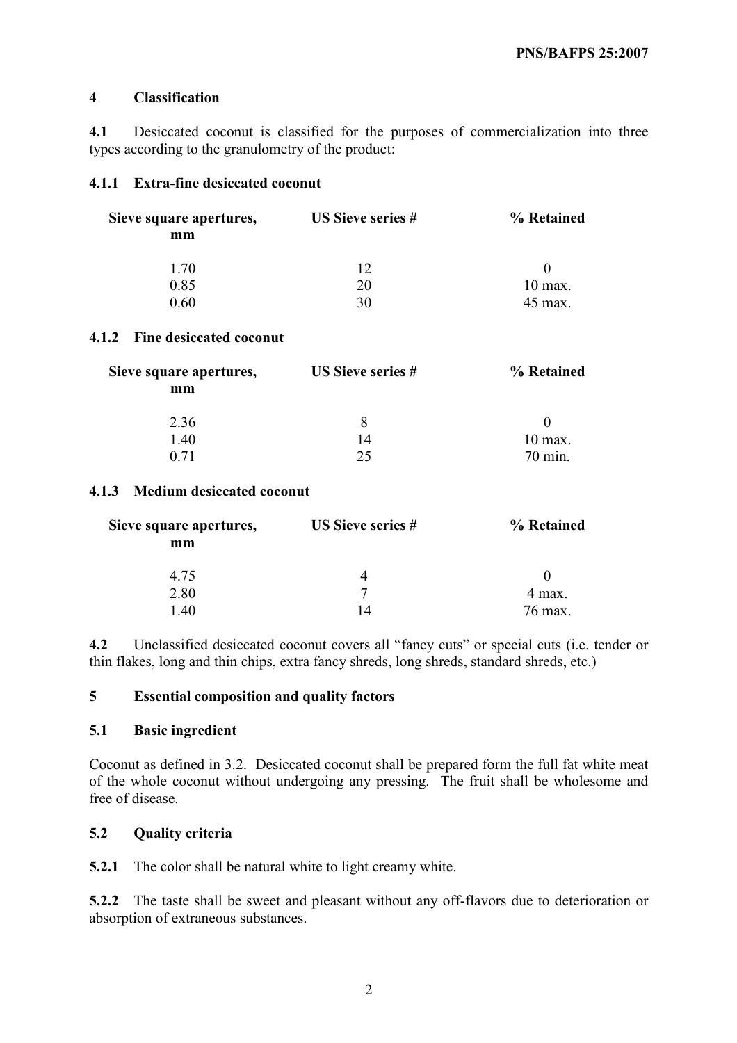## 4 Classification

**4.1** Desiccated coconut is classified for the purposes of commercialization into three types according to the granulometry of the product:

### 4.1.1 Extra-fine desiccated coconut

| Sieve square apertures, mm | US Sieve series # | % Retained |
|---|---|---|
| 1.70 | 12 | 0 |
| 0.85 | 20 | 10 max. |
| 0.60 | 30 | 45 max. |

### 4.1.2 Fine desiccated coconut

| Sieve square apertures, mm | US Sieve series # | % Retained |
|---|---|---|
| 2.36 | 8 | 0 |
| 1.40 | 14 | 10 max. |
| 0.71 | 25 | 70 min. |

### 4.1.3 Medium desiccated coconut

| Sieve square apertures, mm | US Sieve series # | % Retained |
|---|---|---|
| 4.75 | 4 | 0 |
| 2.80 | 7 | 4 max. |
| 1.40 | 14 | 76 max. |

**4.2** Unclassified desiccated coconut covers all "fancy cuts" or special cuts (i.e. tender or thin flakes, long and thin chips, extra fancy shreds, long shreds, standard shreds, etc.)

## 5 Essential composition and quality factors

### 5.1 Basic ingredient

Coconut as defined in 3.2. Desiccated coconut shall be prepared form the full fat white meat of the whole coconut without undergoing any pressing. The fruit shall be wholesome and free of disease.

### 5.2 Quality criteria

**5.2.1** The color shall be natural white to light creamy white.

**5.2.2** The taste shall be sweet and pleasant without any off-flavors due to deterioration or absorption of extraneous substances.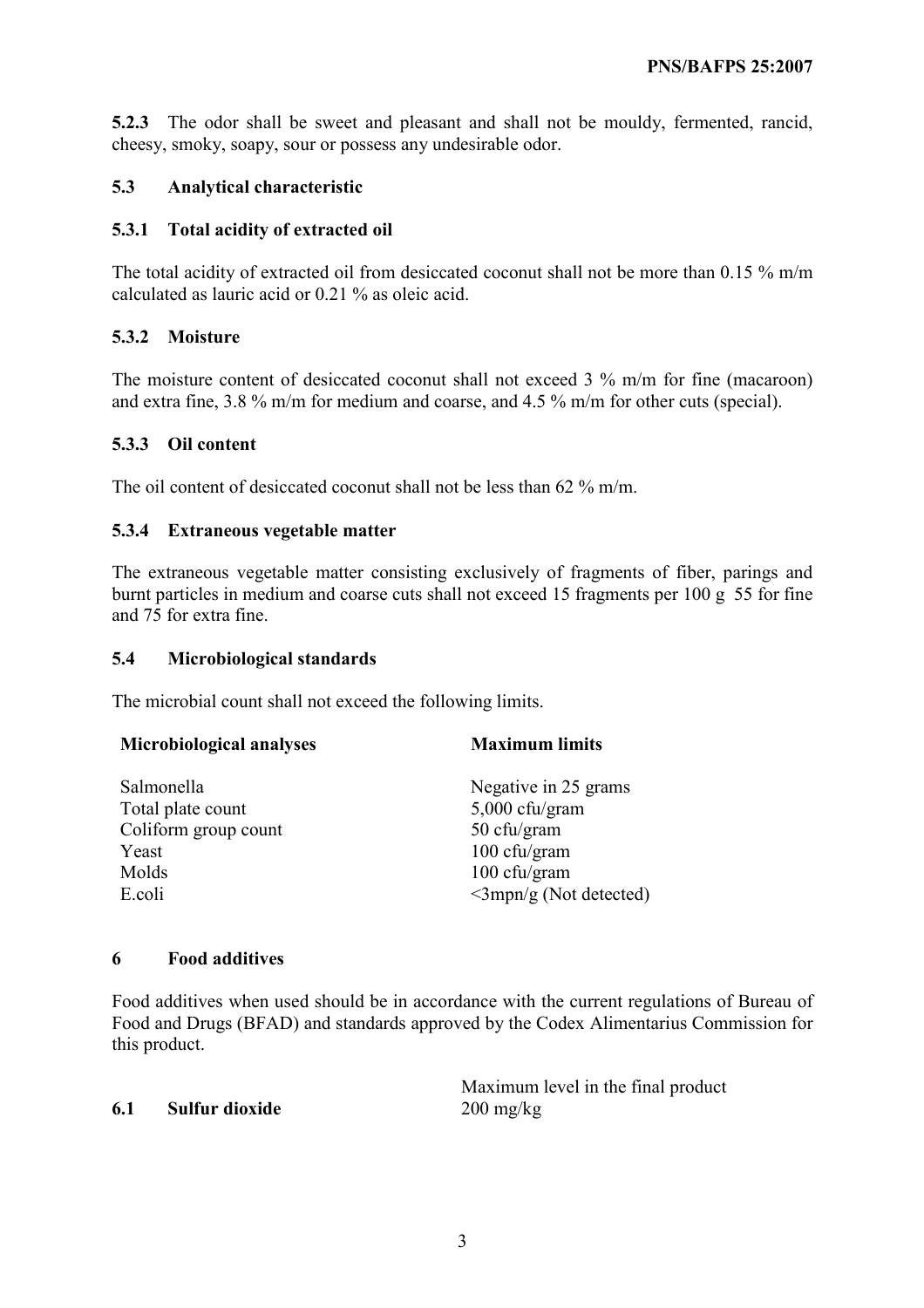**5.2.3** The odor shall be sweet and pleasant and shall not be mouldy, fermented, rancid, cheesy, smoky, soapy, sour or possess any undesirable odor.

### 5.3 Analytical characteristic

#### 5.3.1 Total acidity of extracted oil

The total acidity of extracted oil from desiccated coconut shall not be more than 0.15 % m/m calculated as lauric acid or 0.21 % as oleic acid.

#### 5.3.2 Moisture

The moisture content of desiccated coconut shall not exceed 3 % m/m for fine (macaroon) and extra fine, 3.8 % m/m for medium and coarse, and 4.5 % m/m for other cuts (special).

#### 5.3.3 Oil content

The oil content of desiccated coconut shall not be less than 62 % m/m.

#### 5.3.4 Extraneous vegetable matter

The extraneous vegetable matter consisting exclusively of fragments of fiber, parings and burnt particles in medium and coarse cuts shall not exceed 15 fragments per 100 g 55 for fine and 75 for extra fine.

### 5.4 Microbiological standards

The microbial count shall not exceed the following limits.

| Microbiological analyses | Maximum limits |
|---|---|
| Salmonella | Negative in 25 grams |
| Total plate count | 5,000 cfu/gram |
| Coliform group count | 50 cfu/gram |
| Yeast | 100 cfu/gram |
| Molds | 100 cfu/gram |
| E.coli | <3mpn/g (Not detected) |

## 6 Food additives

Food additives when used should be in accordance with the current regulations of Bureau of Food and Drugs (BFAD) and standards approved by the Codex Alimentarius Commission for this product.

| | Maximum level in the final product |
|---|---|
| **6.1 Sulfur dioxide** | 200 mg/kg |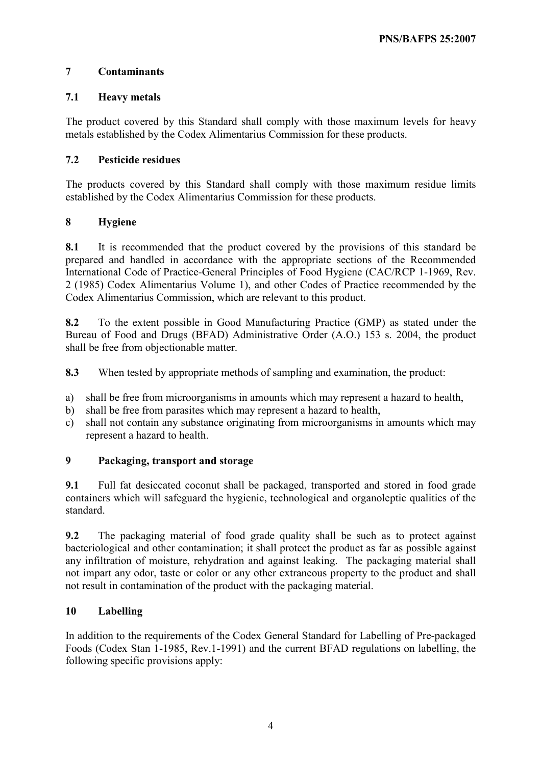## 7 Contaminants

### 7.1 Heavy metals

The product covered by this Standard shall comply with those maximum levels for heavy metals established by the Codex Alimentarius Commission for these products.

### 7.2 Pesticide residues

The products covered by this Standard shall comply with those maximum residue limits established by the Codex Alimentarius Commission for these products.

## 8 Hygiene

**8.1** It is recommended that the product covered by the provisions of this standard be prepared and handled in accordance with the appropriate sections of the Recommended International Code of Practice-General Principles of Food Hygiene (CAC/RCP 1-1969, Rev. 2 (1985) Codex Alimentarius Volume 1), and other Codes of Practice recommended by the Codex Alimentarius Commission, which are relevant to this product.

**8.2** To the extent possible in Good Manufacturing Practice (GMP) as stated under the Bureau of Food and Drugs (BFAD) Administrative Order (A.O.) 153 s. 2004, the product shall be free from objectionable matter.

**8.3** When tested by appropriate methods of sampling and examination, the product:

a) shall be free from microorganisms in amounts which may represent a hazard to health,
b) shall be free from parasites which may represent a hazard to health,
c) shall not contain any substance originating from microorganisms in amounts which may represent a hazard to health.

## 9 Packaging, transport and storage

**9.1** Full fat desiccated coconut shall be packaged, transported and stored in food grade containers which will safeguard the hygienic, technological and organoleptic qualities of the standard.

**9.2** The packaging material of food grade quality shall be such as to protect against bacteriological and other contamination; it shall protect the product as far as possible against any infiltration of moisture, rehydration and against leaking. The packaging material shall not impart any odor, taste or color or any other extraneous property to the product and shall not result in contamination of the product with the packaging material.

## 10 Labelling

In addition to the requirements of the Codex General Standard for Labelling of Pre-packaged Foods (Codex Stan 1-1985, Rev.1-1991) and the current BFAD regulations on labelling, the following specific provisions apply: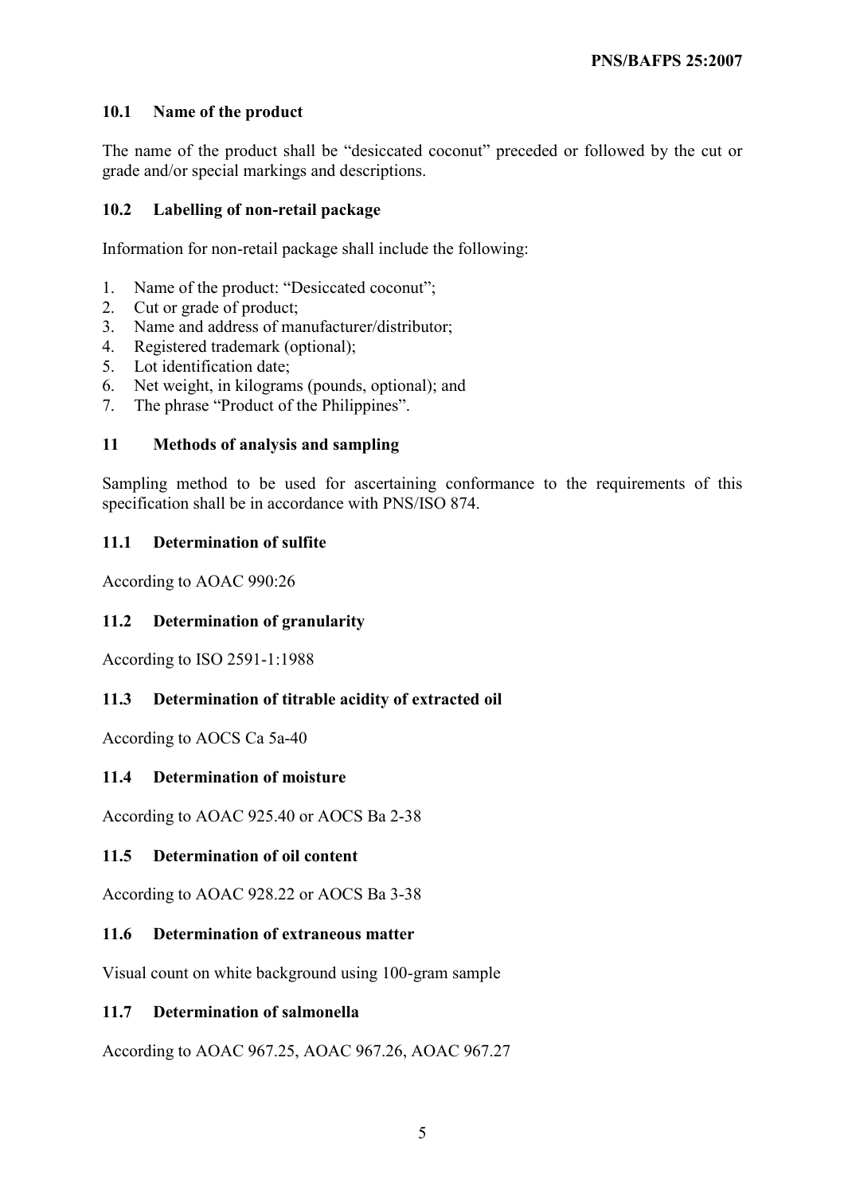### 10.1 Name of the product

The name of the product shall be "desiccated coconut" preceded or followed by the cut or grade and/or special markings and descriptions.

### 10.2 Labelling of non-retail package

Information for non-retail package shall include the following:

1. Name of the product: "Desiccated coconut";
2. Cut or grade of product;
3. Name and address of manufacturer/distributor;
4. Registered trademark (optional);
5. Lot identification date;
6. Net weight, in kilograms (pounds, optional); and
7. The phrase "Product of the Philippines".

## 11 Methods of analysis and sampling

Sampling method to be used for ascertaining conformance to the requirements of this specification shall be in accordance with PNS/ISO 874.

### 11.1 Determination of sulfite

According to AOAC 990:26

### 11.2 Determination of granularity

According to ISO 2591-1:1988

### 11.3 Determination of titrable acidity of extracted oil

According to AOCS Ca 5a-40

### 11.4 Determination of moisture

According to AOAC 925.40 or AOCS Ba 2-38

### 11.5 Determination of oil content

According to AOAC 928.22 or AOCS Ba 3-38

### 11.6 Determination of extraneous matter

Visual count on white background using 100-gram sample

### 11.7 Determination of salmonella

According to AOAC 967.25, AOAC 967.26, AOAC 967.27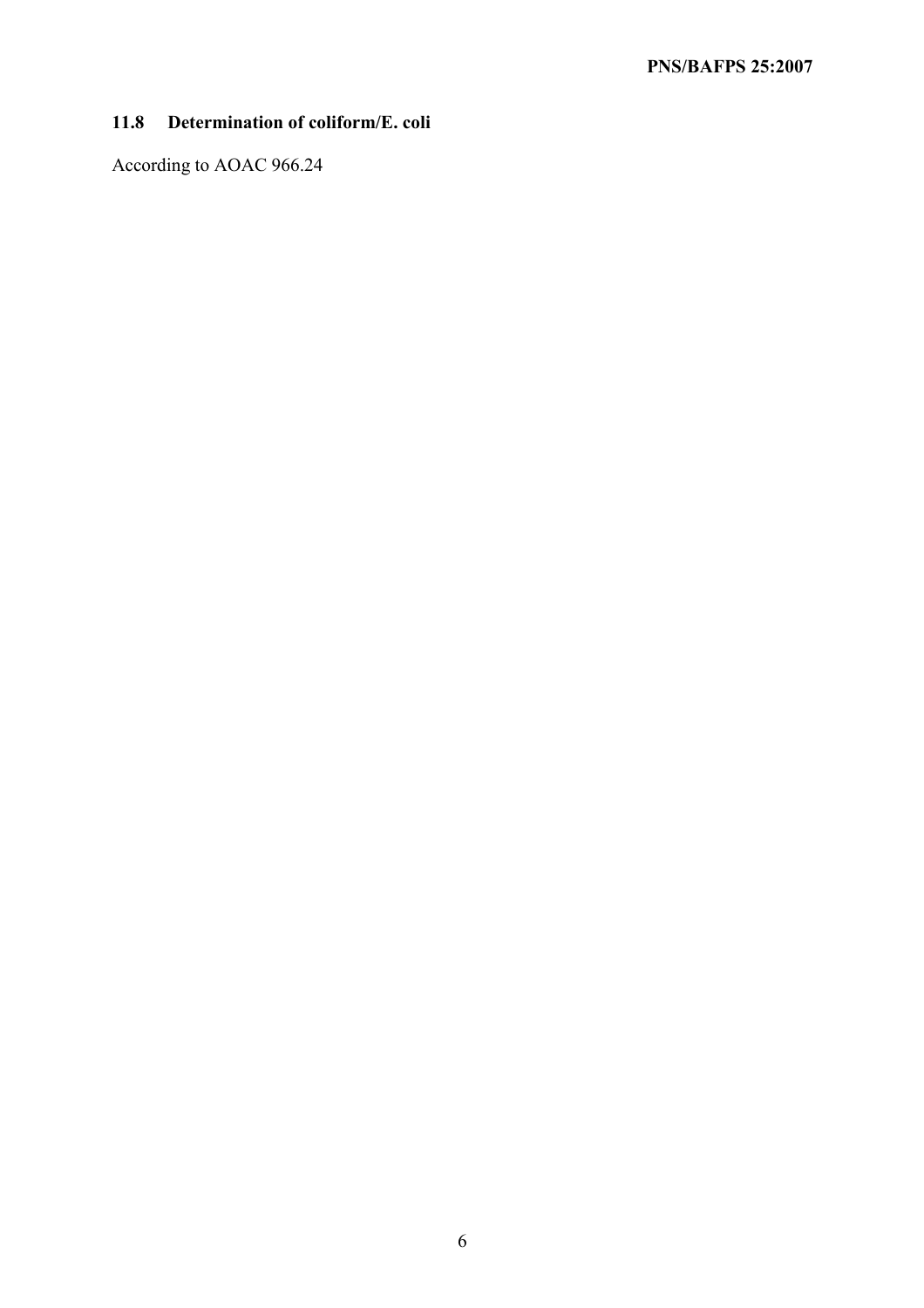### 11.8 Determination of coliform/E. coli

According to AOAC 966.24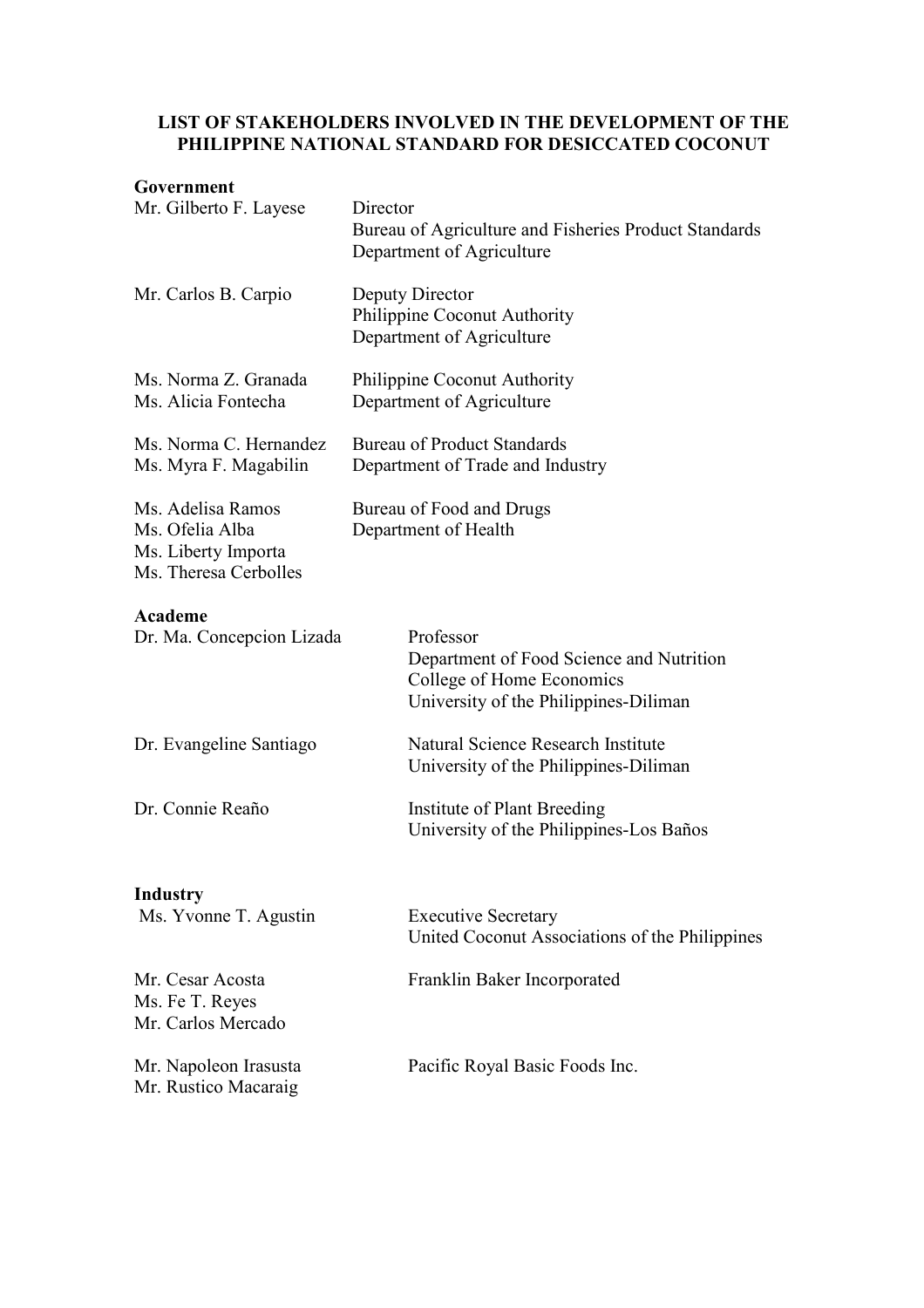**LIST OF STAKEHOLDERS INVOLVED IN THE DEVELOPMENT OF THE PHILIPPINE NATIONAL STANDARD FOR DESICCATED COCONUT**

**Government**

| | |
|---|---|
| Mr. Gilberto F. Layese | Director<br>Bureau of Agriculture and Fisheries Product Standards<br>Department of Agriculture |
| Mr. Carlos B. Carpio | Deputy Director<br>Philippine Coconut Authority<br>Department of Agriculture |
| Ms. Norma Z. Granada<br>Ms. Alicia Fontecha | Philippine Coconut Authority<br>Department of Agriculture |
| Ms. Norma C. Hernandez<br>Ms. Myra F. Magabilin | Bureau of Product Standards<br>Department of Trade and Industry |
| Ms. Adelisa Ramos<br>Ms. Ofelia Alba<br>Ms. Liberty Importa<br>Ms. Theresa Cerbolles | Bureau of Food and Drugs<br>Department of Health |

**Academe**

| | |
|---|---|
| Dr. Ma. Concepcion Lizada | Professor<br>Department of Food Science and Nutrition<br>College of Home Economics<br>University of the Philippines-Diliman |
| Dr. Evangeline Santiago | Natural Science Research Institute<br>University of the Philippines-Diliman |
| Dr. Connie Reaño | Institute of Plant Breeding<br>University of the Philippines-Los Baños |

**Industry**

| | |
|---|---|
| Ms. Yvonne T. Agustin | Executive Secretary<br>United Coconut Associations of the Philippines |
| Mr. Cesar Acosta<br>Ms. Fe T. Reyes<br>Mr. Carlos Mercado | Franklin Baker Incorporated |
| Mr. Napoleon Irasusta<br>Mr. Rustico Macaraig | Pacific Royal Basic Foods Inc. |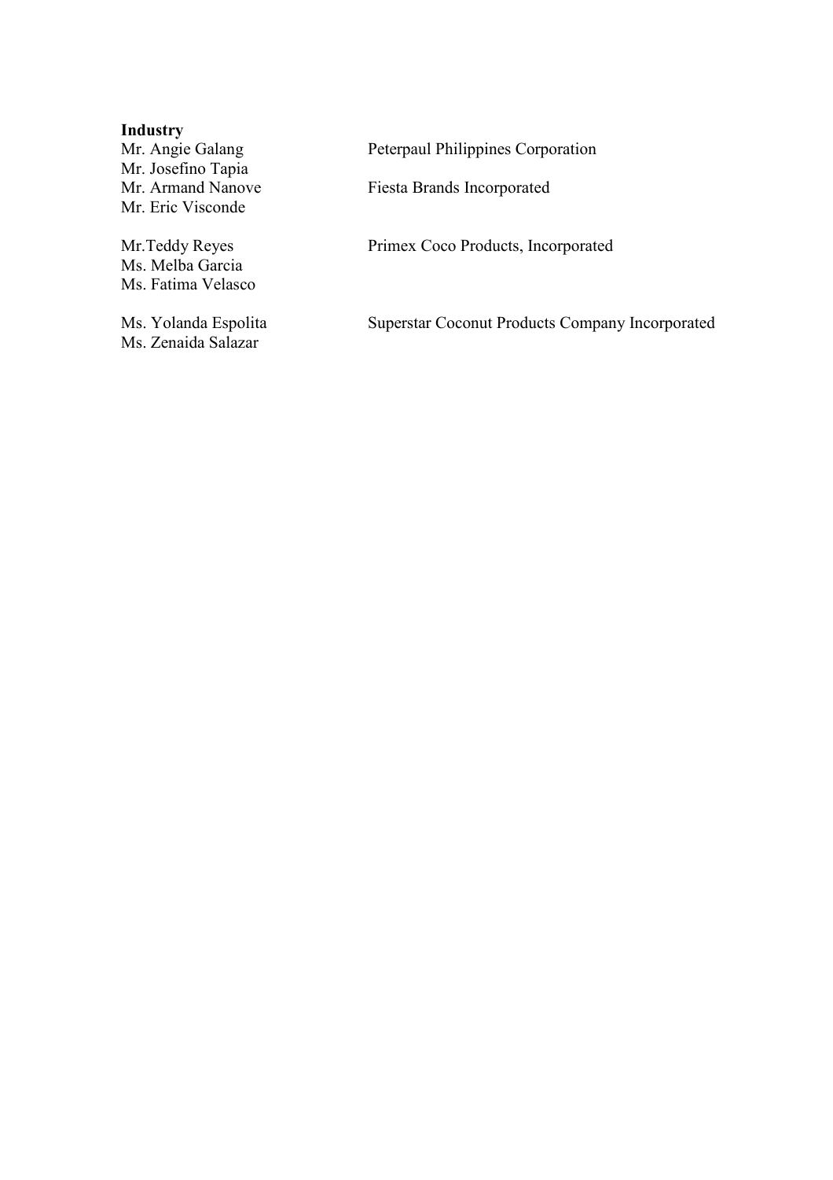**Industry**

| | |
|---|---|
| Mr. Angie Galang | Peterpaul Philippines Corporation |
| Mr. Josefino Tapia | |
| Mr. Armand Nanove | Fiesta Brands Incorporated |
| Mr. Eric Visconde | |
| Mr.Teddy Reyes | Primex Coco Products, Incorporated |
| Ms. Melba Garcia | |
| Ms. Fatima Velasco | |
| Ms. Yolanda Espolita | Superstar Coconut Products Company Incorporated |
| Ms. Zenaida Salazar | |